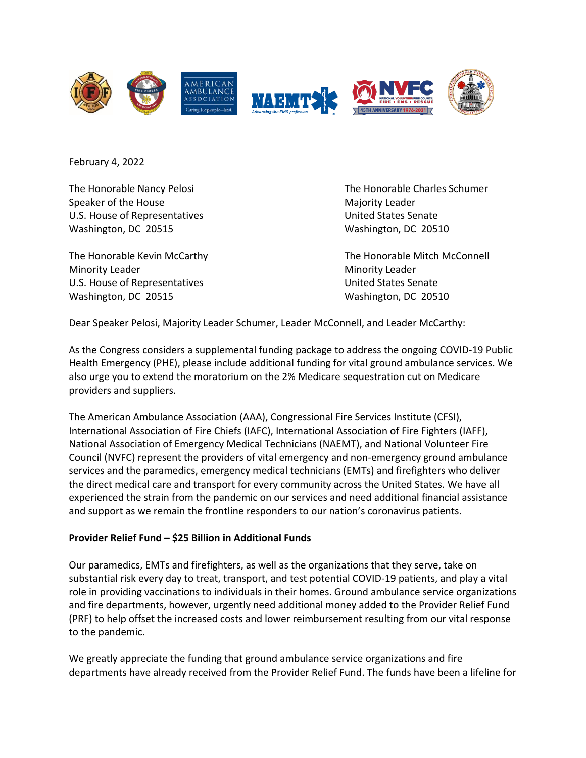February 4, 2022

The Honorable Nancy Pelosi
Speaker of the House
U.S. House of Representatives
Washington, DC 20515

The Honorable Charles Schumer
Majority Leader
United States Senate
Washington, DC 20510

The Honorable Kevin McCarthy
Minority Leader
U.S. House of Representatives
Washington, DC 20515

The Honorable Mitch McConnell
Minority Leader
United States Senate
Washington, DC 20510

Dear Speaker Pelosi, Majority Leader Schumer, Leader McConnell, and Leader McCarthy:

As the Congress considers a supplemental funding package to address the ongoing COVID-19 Public Health Emergency (PHE), please include additional funding for vital ground ambulance services. We also urge you to extend the moratorium on the 2% Medicare sequestration cut on Medicare providers and suppliers.

The American Ambulance Association (AAA), Congressional Fire Services Institute (CFSI), International Association of Fire Chiefs (IAFC), International Association of Fire Fighters (IAFF), National Association of Emergency Medical Technicians (NAEMT), and National Volunteer Fire Council (NVFC) represent the providers of vital emergency and non-emergency ground ambulance services and the paramedics, emergency medical technicians (EMTs) and firefighters who deliver the direct medical care and transport for every community across the United States. We have all experienced the strain from the pandemic on our services and need additional financial assistance and support as we remain the frontline responders to our nation's coronavirus patients.

**Provider Relief Fund – $25 Billion in Additional Funds**

Our paramedics, EMTs and firefighters, as well as the organizations that they serve, take on substantial risk every day to treat, transport, and test potential COVID-19 patients, and play a vital role in providing vaccinations to individuals in their homes. Ground ambulance service organizations and fire departments, however, urgently need additional money added to the Provider Relief Fund (PRF) to help offset the increased costs and lower reimbursement resulting from our vital response to the pandemic.

We greatly appreciate the funding that ground ambulance service organizations and fire departments have already received from the Provider Relief Fund. The funds have been a lifeline for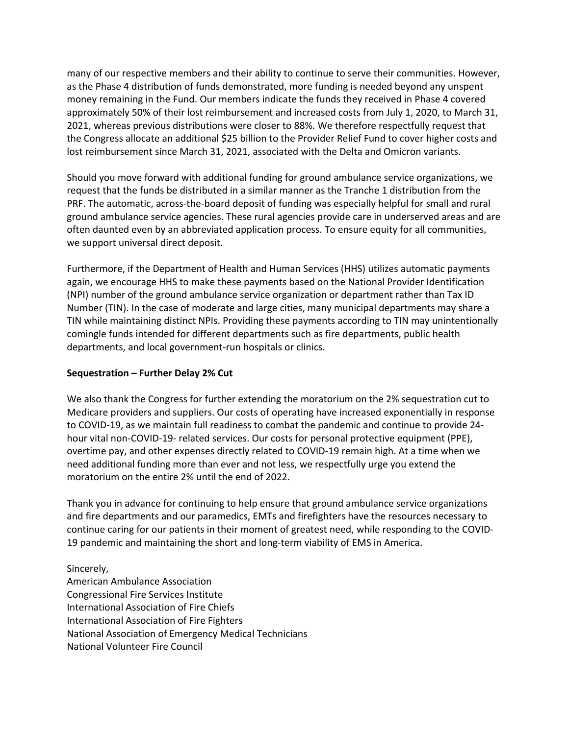many of our respective members and their ability to continue to serve their communities. However, as the Phase 4 distribution of funds demonstrated, more funding is needed beyond any unspent money remaining in the Fund. Our members indicate the funds they received in Phase 4 covered approximately 50% of their lost reimbursement and increased costs from July 1, 2020, to March 31, 2021, whereas previous distributions were closer to 88%. We therefore respectfully request that the Congress allocate an additional $25 billion to the Provider Relief Fund to cover higher costs and lost reimbursement since March 31, 2021, associated with the Delta and Omicron variants.

Should you move forward with additional funding for ground ambulance service organizations, we request that the funds be distributed in a similar manner as the Tranche 1 distribution from the PRF. The automatic, across-the-board deposit of funding was especially helpful for small and rural ground ambulance service agencies. These rural agencies provide care in underserved areas and are often daunted even by an abbreviated application process. To ensure equity for all communities, we support universal direct deposit.

Furthermore, if the Department of Health and Human Services (HHS) utilizes automatic payments again, we encourage HHS to make these payments based on the National Provider Identification (NPI) number of the ground ambulance service organization or department rather than Tax ID Number (TIN). In the case of moderate and large cities, many municipal departments may share a TIN while maintaining distinct NPIs. Providing these payments according to TIN may unintentionally comingle funds intended for different departments such as fire departments, public health departments, and local government-run hospitals or clinics.

**Sequestration – Further Delay 2% Cut**

We also thank the Congress for further extending the moratorium on the 2% sequestration cut to Medicare providers and suppliers. Our costs of operating have increased exponentially in response to COVID-19, as we maintain full readiness to combat the pandemic and continue to provide 24-hour vital non-COVID-19- related services. Our costs for personal protective equipment (PPE), overtime pay, and other expenses directly related to COVID-19 remain high. At a time when we need additional funding more than ever and not less, we respectfully urge you extend the moratorium on the entire 2% until the end of 2022.

Thank you in advance for continuing to help ensure that ground ambulance service organizations and fire departments and our paramedics, EMTs and firefighters have the resources necessary to continue caring for our patients in their moment of greatest need, while responding to the COVID-19 pandemic and maintaining the short and long-term viability of EMS in America.

Sincerely,
American Ambulance Association
Congressional Fire Services Institute
International Association of Fire Chiefs
International Association of Fire Fighters
National Association of Emergency Medical Technicians
National Volunteer Fire Council